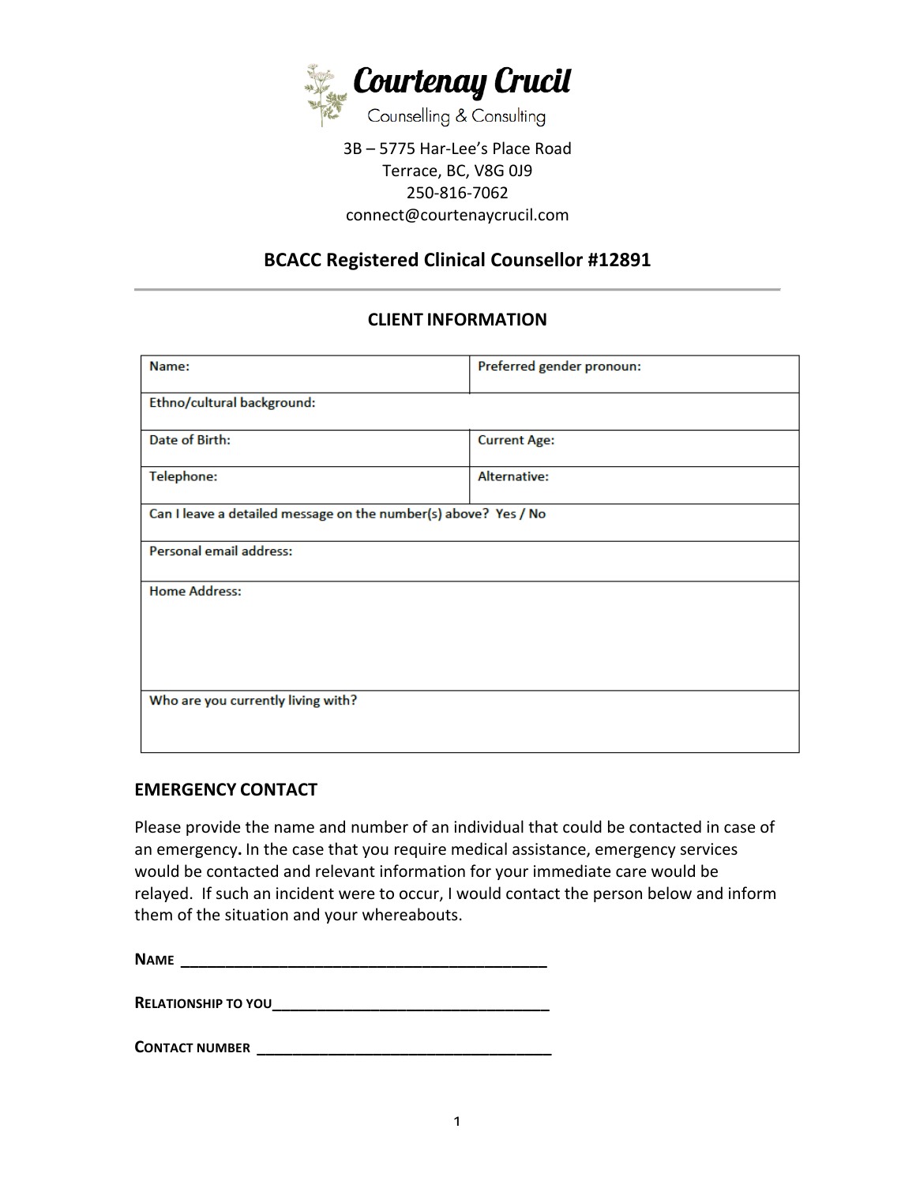# Courtenay Crucil

Counselling & Consulting

3B – 5775 Har-Lee's Place Road
Terrace, BC, V8G 0J9
250-816-7062
connect@courtenaycrucil.com

**BCACC Registered Clinical Counsellor #12891**

---

## CLIENT INFORMATION

| Name: | Preferred gender pronoun: |
|---|---|
| Ethno/cultural background: | |
| Date of Birth: | Current Age: |
| Telephone: | Alternative: |
| Can I leave a detailed message on the number(s) above? Yes / No | |
| Personal email address: | |
| Home Address: | |
| Who are you currently living with? | |

## EMERGENCY CONTACT

Please provide the name and number of an individual that could be contacted in case of an emergency**.** In the case that you require medical assistance, emergency services would be contacted and relevant information for your immediate care would be relayed. If such an incident were to occur, I would contact the person below and inform them of the situation and your whereabouts.

**NAME** ___________________________________________

**RELATIONSHIP TO YOU**________________________________

**CONTACT NUMBER** ___________________________________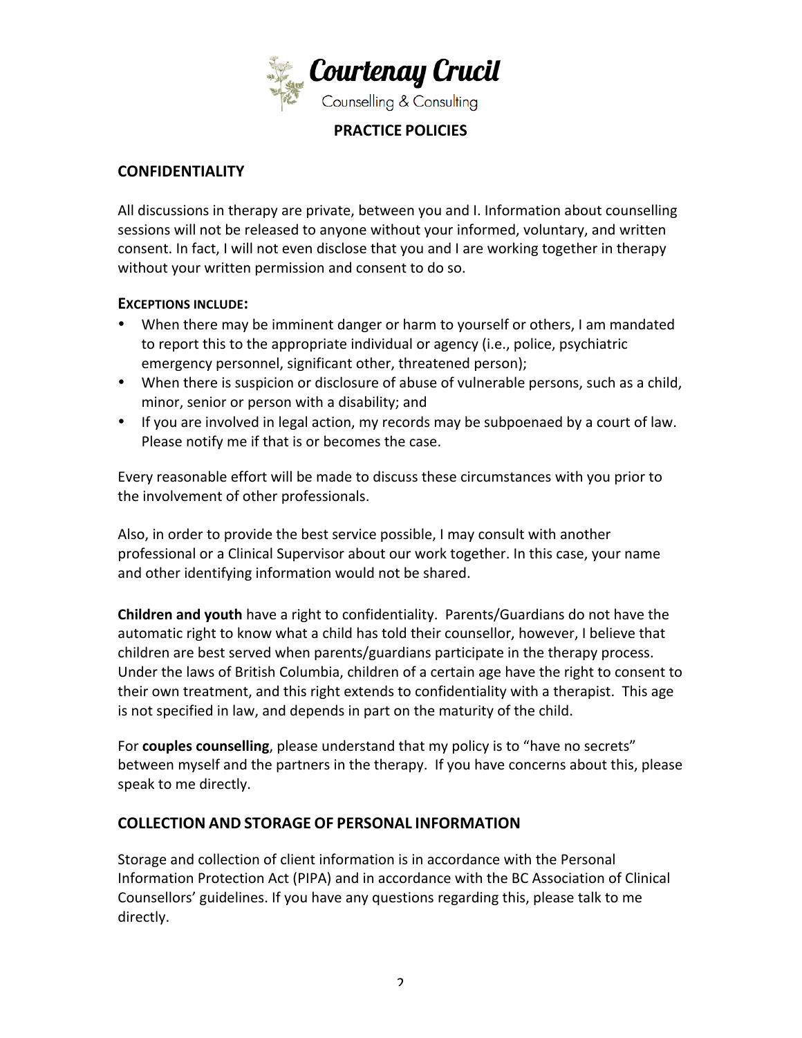**Courtenay Crucil**

Counselling & Consulting

## PRACTICE POLICIES

### CONFIDENTIALITY

All discussions in therapy are private, between you and I. Information about counselling sessions will not be released to anyone without your informed, voluntary, and written consent. In fact, I will not even disclose that you and I are working together in therapy without your written permission and consent to do so.

**EXCEPTIONS INCLUDE:**

- When there may be imminent danger or harm to yourself or others, I am mandated to report this to the appropriate individual or agency (i.e., police, psychiatric emergency personnel, significant other, threatened person);
- When there is suspicion or disclosure of abuse of vulnerable persons, such as a child, minor, senior or person with a disability; and
- If you are involved in legal action, my records may be subpoenaed by a court of law. Please notify me if that is or becomes the case.

Every reasonable effort will be made to discuss these circumstances with you prior to the involvement of other professionals.

Also, in order to provide the best service possible, I may consult with another professional or a Clinical Supervisor about our work together. In this case, your name and other identifying information would not be shared.

**Children and youth** have a right to confidentiality. Parents/Guardians do not have the automatic right to know what a child has told their counsellor, however, I believe that children are best served when parents/guardians participate in the therapy process. Under the laws of British Columbia, children of a certain age have the right to consent to their own treatment, and this right extends to confidentiality with a therapist. This age is not specified in law, and depends in part on the maturity of the child.

For **couples counselling**, please understand that my policy is to "have no secrets" between myself and the partners in the therapy. If you have concerns about this, please speak to me directly.

### COLLECTION AND STORAGE OF PERSONAL INFORMATION

Storage and collection of client information is in accordance with the Personal Information Protection Act (PIPA) and in accordance with the BC Association of Clinical Counsellors' guidelines. If you have any questions regarding this, please talk to me directly.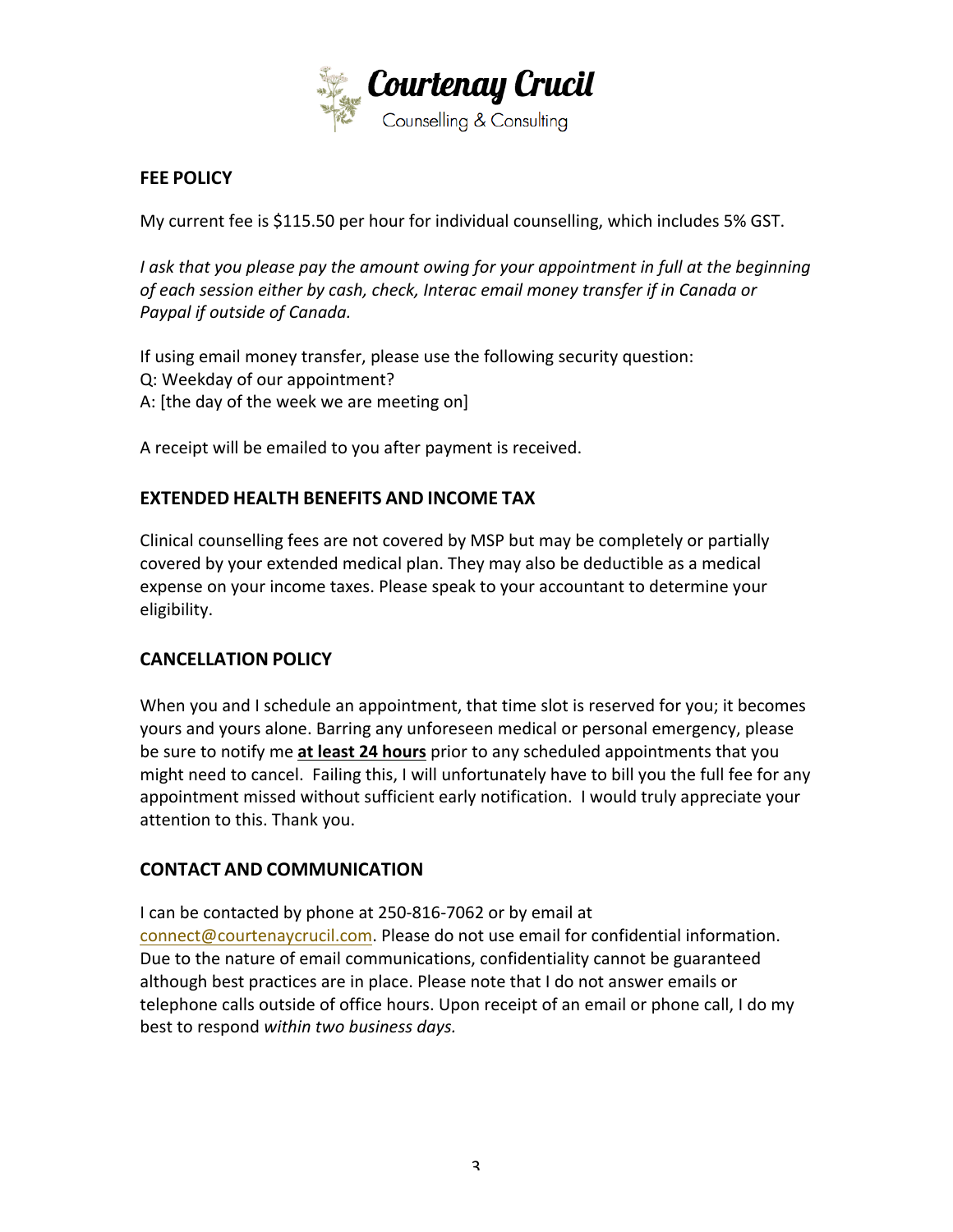# Courtenay Crucil

Counselling & Consulting

## FEE POLICY

My current fee is $115.50 per hour for individual counselling, which includes 5% GST.

*I ask that you please pay the amount owing for your appointment in full at the beginning of each session either by cash, check, Interac email money transfer if in Canada or Paypal if outside of Canada.*

If using email money transfer, please use the following security question:
Q: Weekday of our appointment?
A: [the day of the week we are meeting on]

A receipt will be emailed to you after payment is received.

## EXTENDED HEALTH BENEFITS AND INCOME TAX

Clinical counselling fees are not covered by MSP but may be completely or partially covered by your extended medical plan. They may also be deductible as a medical expense on your income taxes. Please speak to your accountant to determine your eligibility.

## CANCELLATION POLICY

When you and I schedule an appointment, that time slot is reserved for you; it becomes yours and yours alone. Barring any unforeseen medical or personal emergency, please be sure to notify me <u>**at least 24 hours**</u> prior to any scheduled appointments that you might need to cancel. Failing this, I will unfortunately have to bill you the full fee for any appointment missed without sufficient early notification. I would truly appreciate your attention to this. Thank you.

## CONTACT AND COMMUNICATION

I can be contacted by phone at 250-816-7062 or by email at connect@courtenaycrucil.com. Please do not use email for confidential information. Due to the nature of email communications, confidentiality cannot be guaranteed although best practices are in place. Please note that I do not answer emails or telephone calls outside of office hours. Upon receipt of an email or phone call, I do my best to respond *within two business days.*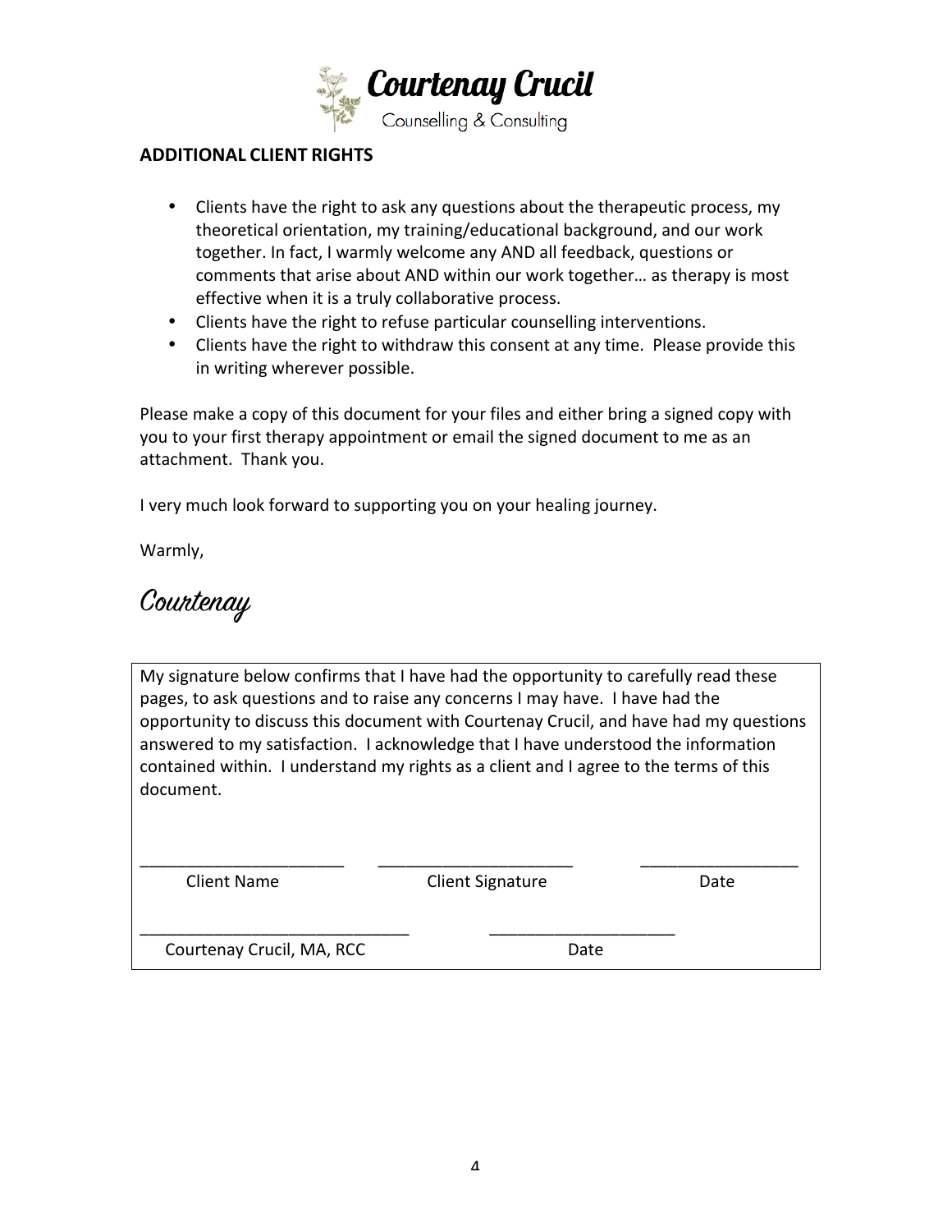**Courtenay Crucil**
Counselling & Consulting

**ADDITIONAL CLIENT RIGHTS**

- Clients have the right to ask any questions about the therapeutic process, my theoretical orientation, my training/educational background, and our work together. In fact, I warmly welcome any AND all feedback, questions or comments that arise about AND within our work together… as therapy is most effective when it is a truly collaborative process.
- Clients have the right to refuse particular counselling interventions.
- Clients have the right to withdraw this consent at any time. Please provide this in writing wherever possible.

Please make a copy of this document for your files and either bring a signed copy with you to your first therapy appointment or email the signed document to me as an attachment. Thank you.

I very much look forward to supporting you on your healing journey.

Warmly,

*Courtenay*

My signature below confirms that I have had the opportunity to carefully read these pages, to ask questions and to raise any concerns I may have. I have had the opportunity to discuss this document with Courtenay Crucil, and have had my questions answered to my satisfaction. I acknowledge that I have understood the information contained within. I understand my rights as a client and I agree to the terms of this document.

______________________ ______________________ ____________________
Client Name                Client Signature                Date

____________________________ ____________________
Courtenay Crucil, MA, RCC                Date